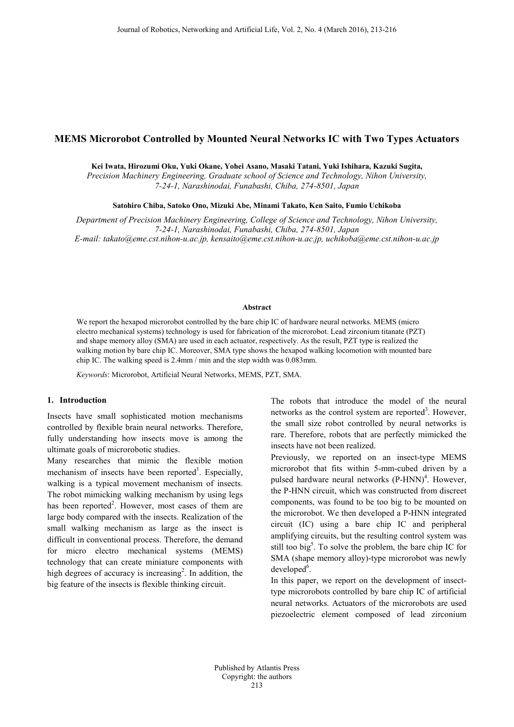# MEMS Microrobot Controlled by Mounted Neural Networks IC with Two Types Actuators

**Kei Iwata, Hirozumi Oku, Yuki Okane, Yohei Asano, Masaki Tatani, Yuki Ishihara, Kazuki Sugita,**
*Precision Machinery Engineering, Graduate school of Science and Technology, Nihon University, 7-24-1, Narashinodai, Funabashi, Chiba, 274-8501, Japan*

**Satohiro Chiba, Satoko Ono, Mizuki Abe, Minami Takato, Ken Saito, Fumio Uchikoba**

*Department of Precision Machinery Engineering, College of Science and Technology, Nihon University, 7-24-1, Narashinodai, Funabashi, Chiba, 274-8501, Japan*
*E-mail: takato@eme.cst.nihon-u.ac.jp, kensaito@eme.cst.nihon-u.ac.jp, uchikoba@eme.cst.nihon-u.ac.jp*

**Abstract**

We report the hexapod microrobot controlled by the bare chip IC of hardware neural networks. MEMS (micro electro mechanical systems) technology is used for fabrication of the microrobot. Lead zirconium titanate (PZT) and shape memory alloy (SMA) are used in each actuator, respectively. As the result, PZT type is realized the walking motion by bare chip IC. Moreover, SMA type shows the hexapod walking locomotion with mounted bare chip IC. The walking speed is 2.4mm / min and the step width was 0.083mm.

*Keywords*: Microrobot, Artificial Neural Networks, MEMS, PZT, SMA.

## 1. Introduction

Insects have small sophisticated motion mechanisms controlled by flexible brain neural networks. Therefore, fully understanding how insects move is among the ultimate goals of microrobotic studies.

Many researches that mimic the flexible motion mechanism of insects have been reported[1]. Especially, walking is a typical movement mechanism of insects. The robot mimicking walking mechanism by using legs has been reported[2]. However, most cases of them are large body compared with the insects. Realization of the small walking mechanism as large as the insect is difficult in conventional process. Therefore, the demand for micro electro mechanical systems (MEMS) technology that can create miniature components with high degrees of accuracy is increasing[2]. In addition, the big feature of the insects is flexible thinking circuit.

The robots that introduce the model of the neural networks as the control system are reported[3]. However, the small size robot controlled by neural networks is rare. Therefore, robots that are perfectly mimicked the insects have not been realized.

Previously, we reported on an insect-type MEMS microrobot that fits within 5-mm-cubed driven by a pulsed hardware neural networks (P-HNN)[4]. However, the P-HNN circuit, which was constructed from discreet components, was found to be too big to be mounted on the microrobot. We then developed a P-HNN integrated circuit (IC) using a bare chip IC and peripheral amplifying circuits, but the resulting control system was still too big[5]. To solve the problem, the bare chip IC for SMA (shape memory alloy)-type microrobot was newly developed[6].

In this paper, we report on the development of insect-type microrobots controlled by bare chip IC of artificial neural networks. Actuators of the microrobots are used piezoelectric element composed of lead zirconium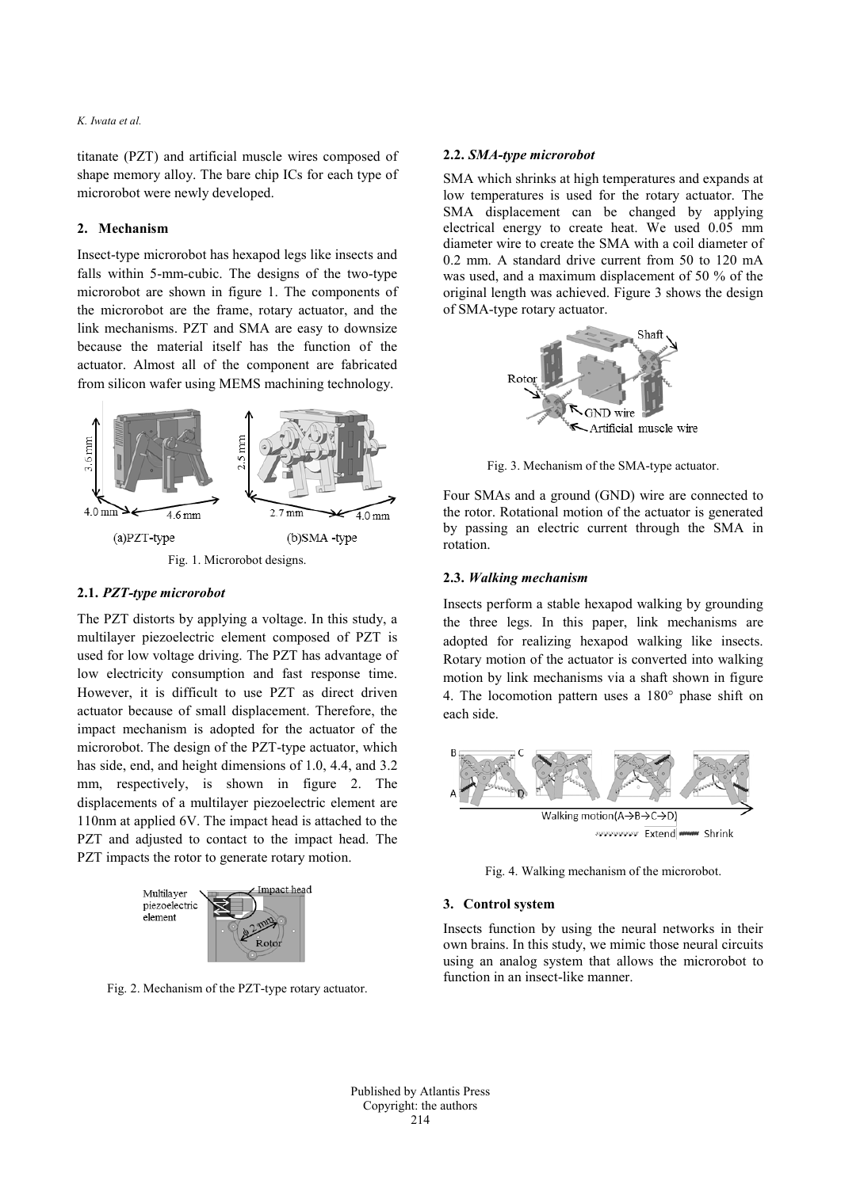titanate (PZT) and artificial muscle wires composed of shape memory alloy. The bare chip ICs for each type of microrobot were newly developed.

## 2. Mechanism

Insect-type microrobot has hexapod legs like insects and falls within 5-mm-cubic. The designs of the two-type microrobot are shown in figure 1. The components of the microrobot are the frame, rotary actuator, and the link mechanisms. PZT and SMA are easy to downsize because the material itself has the function of the actuator. Almost all of the component are fabricated from silicon wafer using MEMS machining technology.

Fig. 1. Microrobot designs.

### 2.1. *PZT-type microrobot*

The PZT distorts by applying a voltage. In this study, a multilayer piezoelectric element composed of PZT is used for low voltage driving. The PZT has advantage of low electricity consumption and fast response time. However, it is difficult to use PZT as direct driven actuator because of small displacement. Therefore, the impact mechanism is adopted for the actuator of the microrobot. The design of the PZT-type actuator, which has side, end, and height dimensions of 1.0, 4.4, and 3.2 mm, respectively, is shown in figure 2. The displacements of a multilayer piezoelectric element are 110nm at applied 6V. The impact head is attached to the PZT and adjusted to contact to the impact head. The PZT impacts the rotor to generate rotary motion.

Fig. 2. Mechanism of the PZT-type rotary actuator.

### 2.2. *SMA-type microrobot*

SMA which shrinks at high temperatures and expands at low temperatures is used for the rotary actuator. The SMA displacement can be changed by applying electrical energy to create heat. We used 0.05 mm diameter wire to create the SMA with a coil diameter of 0.2 mm. A standard drive current from 50 to 120 mA was used, and a maximum displacement of 50 % of the original length was achieved. Figure 3 shows the design of SMA-type rotary actuator.

Fig. 3. Mechanism of the SMA-type actuator.

Four SMAs and a ground (GND) wire are connected to the rotor. Rotational motion of the actuator is generated by passing an electric current through the SMA in rotation.

### 2.3. *Walking mechanism*

Insects perform a stable hexapod walking by grounding the three legs. In this paper, link mechanisms are adopted for realizing hexapod walking like insects. Rotary motion of the actuator is converted into walking motion by link mechanisms via a shaft shown in figure 4. The locomotion pattern uses a 180° phase shift on each side.

Fig. 4. Walking mechanism of the microrobot.

## 3. Control system

Insects function by using the neural networks in their own brains. In this study, we mimic those neural circuits using an analog system that allows the microrobot to function in an insect-like manner.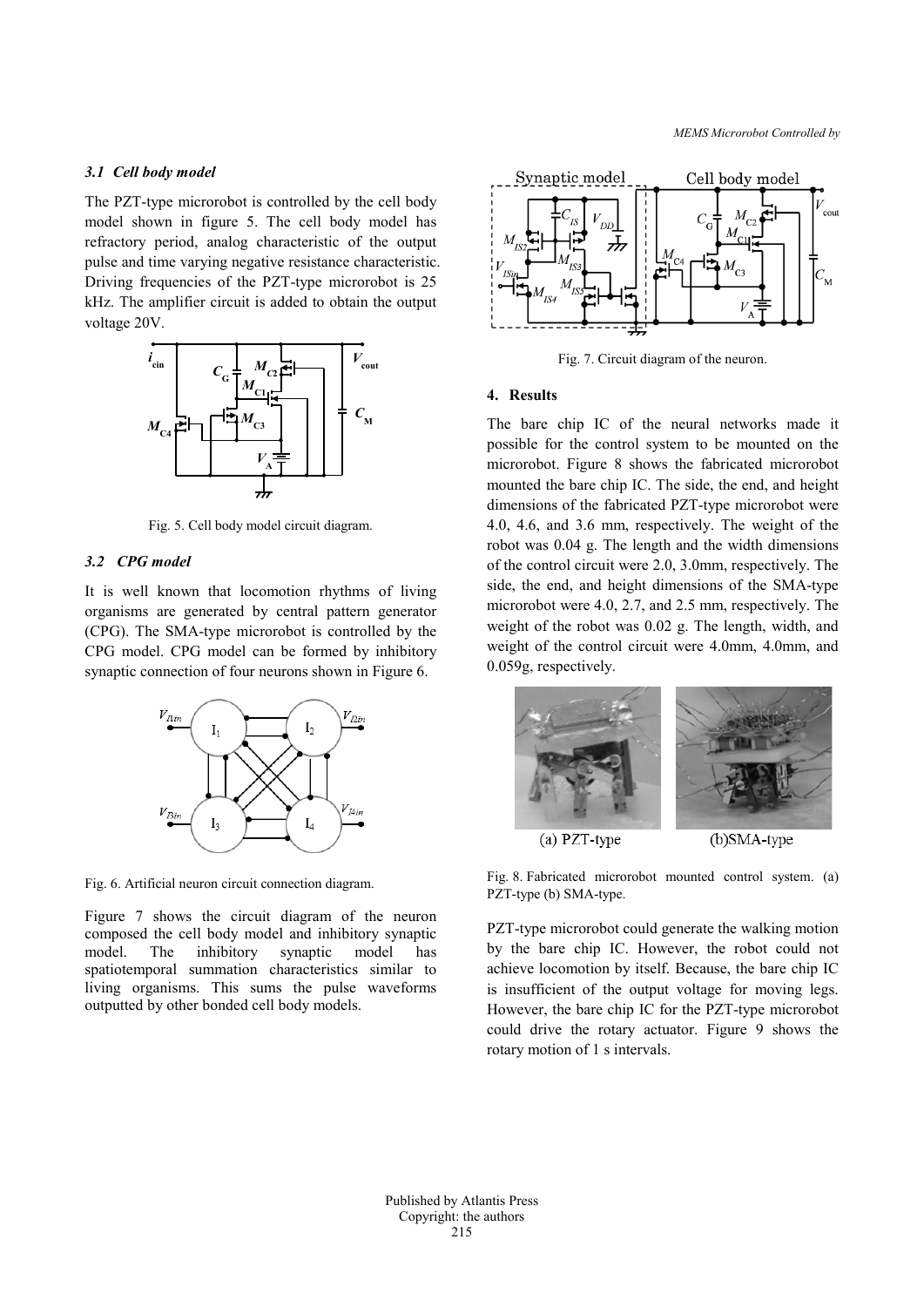### 3.1 Cell body model

The PZT-type microrobot is controlled by the cell body model shown in figure 5. The cell body model has refractory period, analog characteristic of the output pulse and time varying negative resistance characteristic. Driving frequencies of the PZT-type microrobot is 25 kHz. The amplifier circuit is added to obtain the output voltage 20V.

Fig. 5. Cell body model circuit diagram.

### 3.2 CPG model

It is well known that locomotion rhythms of living organisms are generated by central pattern generator (CPG). The SMA-type microrobot is controlled by the CPG model. CPG model can be formed by inhibitory synaptic connection of four neurons shown in Figure 6.

Fig. 6. Artificial neuron circuit connection diagram.

Figure 7 shows the circuit diagram of the neuron composed the cell body model and inhibitory synaptic model. The inhibitory synaptic model has spatiotemporal summation characteristics similar to living organisms. This sums the pulse waveforms outputted by other bonded cell body models.

Fig. 7. Circuit diagram of the neuron.

## 4. Results

The bare chip IC of the neural networks made it possible for the control system to be mounted on the microrobot. Figure 8 shows the fabricated microrobot mounted the bare chip IC. The side, the end, and height dimensions of the fabricated PZT-type microrobot were 4.0, 4.6, and 3.6 mm, respectively. The weight of the robot was 0.04 g. The length and the width dimensions of the control circuit were 2.0, 3.0mm, respectively. The side, the end, and height dimensions of the SMA-type microrobot were 4.0, 2.7, and 2.5 mm, respectively. The weight of the robot was 0.02 g. The length, width, and weight of the control circuit were 4.0mm, 4.0mm, and 0.059g, respectively.

Fig. 8. Fabricated microrobot mounted control system. (a) PZT-type (b) SMA-type.

PZT-type microrobot could generate the walking motion by the bare chip IC. However, the robot could not achieve locomotion by itself. Because, the bare chip IC is insufficient of the output voltage for moving legs. However, the bare chip IC for the PZT-type microrobot could drive the rotary actuator. Figure 9 shows the rotary motion of 1 s intervals.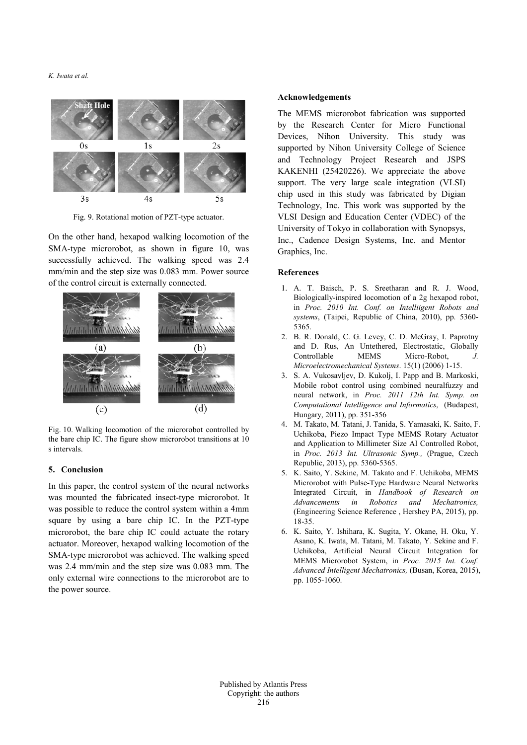Fig. 9. Rotational motion of PZT-type actuator.

On the other hand, hexapod walking locomotion of the SMA-type microrobot, as shown in figure 10, was successfully achieved. The walking speed was 2.4 mm/min and the step size was 0.083 mm. Power source of the control circuit is externally connected.

Fig. 10. Walking locomotion of the microrobot controlled by the bare chip IC. The figure show microrobot transitions at 10 s intervals.

## 5. Conclusion

In this paper, the control system of the neural networks was mounted the fabricated insect-type microrobot. It was possible to reduce the control system within a 4mm square by using a bare chip IC. In the PZT-type microrobot, the bare chip IC could actuate the rotary actuator. Moreover, hexapod walking locomotion of the SMA-type microrobot was achieved. The walking speed was 2.4 mm/min and the step size was 0.083 mm. The only external wire connections to the microrobot are to the power source.

## Acknowledgements

The MEMS microrobot fabrication was supported by the Research Center for Micro Functional Devices, Nihon University. This study was supported by Nihon University College of Science and Technology Project Research and JSPS KAKENHI (25420226). We appreciate the above support. The very large scale integration (VLSI) chip used in this study was fabricated by Digian Technology, Inc. This work was supported by the VLSI Design and Education Center (VDEC) of the University of Tokyo in collaboration with Synopsys, Inc., Cadence Design Systems, Inc. and Mentor Graphics, Inc.

## References

1. A. T. Baisch, P. S. Sreetharan and R. J. Wood, Biologically-inspired locomotion of a 2g hexapod robot, in *Proc. 2010 Int. Conf. on Intelliigent Robots and systems*, (Taipei, Republic of China, 2010), pp. 5360-5365.
2. B. R. Donald, C. G. Levey, C. D. McGray, I. Paprotny and D. Rus, An Untethered, Electrostatic, Globally Controllable MEMS Micro-Robot, *J. Microelectromechanical Systems*. 15(1) (2006) 1-15.
3. S. A. Vukosavljev, D. Kukolj, I. Papp and B. Markoski, Mobile robot control using combined neuralfuzzy and neural network, in *Proc. 2011 12th Int. Symp. on Computational Intelligence and Informatics*, (Budapest, Hungary, 2011), pp. 351-356
4. M. Takato, M. Tatani, J. Tanida, S. Yamasaki, K. Saito, F. Uchikoba, Piezo Impact Type MEMS Rotary Actuator and Application to Millimeter Size AI Controlled Robot, in *Proc. 2013 Int. Ultrasonic Symp.,* (Prague, Czech Republic, 2013), pp. 5360-5365.
5. K. Saito, Y. Sekine, M. Takato and F. Uchikoba, MEMS Microrobot with Pulse-Type Hardware Neural Networks Integrated Circuit, in *Handbook of Research on Advancements in Robotics and Mechatronics,* (Engineering Science Reference , Hershey PA, 2015), pp. 18-35.
6. K. Saito, Y. Ishihara, K. Sugita, Y. Okane, H. Oku, Y. Asano, K. Iwata, M. Tatani, M. Takato, Y. Sekine and F. Uchikoba, Artificial Neural Circuit Integration for MEMS Microrobot System, in *Proc. 2015 Int. Conf. Advanced Intelligent Mechatronics,* (Busan, Korea, 2015), pp. 1055-1060.